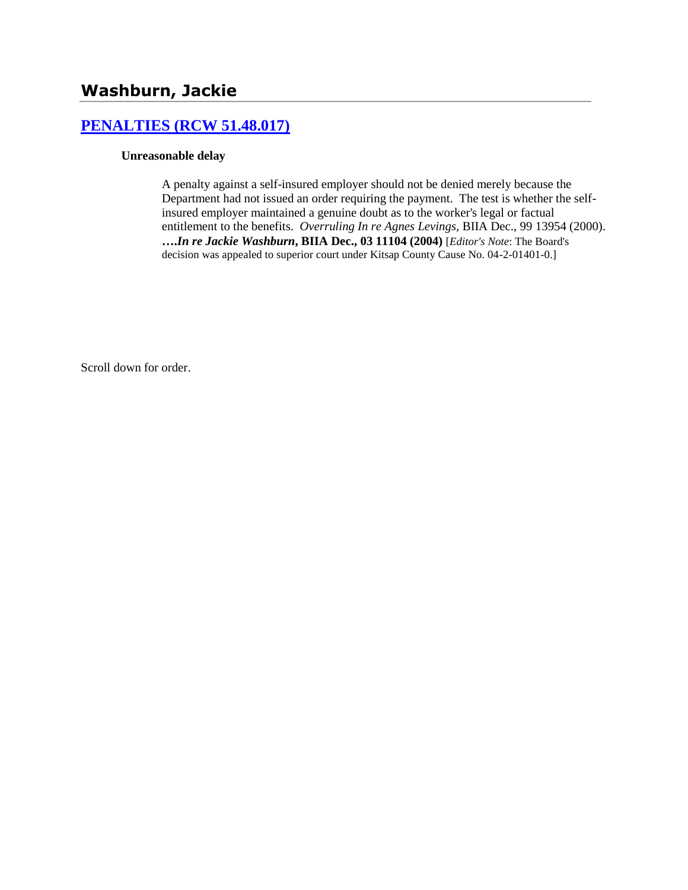## Washburn, Jackie

### PENALTIES (RCW 51.48.017)

**Unreasonable delay**

A penalty against a self-insured employer should not be denied merely because the Department had not issued an order requiring the payment. The test is whether the self-insured employer maintained a genuine doubt as to the worker's legal or factual entitlement to the benefits. *Overruling In re Agnes Levings,* BIIA Dec., 99 13954 (2000). **….*In re Jackie Washburn*, BIIA Dec., 03 11104 (2004)** [*Editor's Note*: The Board's decision was appealed to superior court under Kitsap County Cause No. 04-2-01401-0.]

Scroll down for order.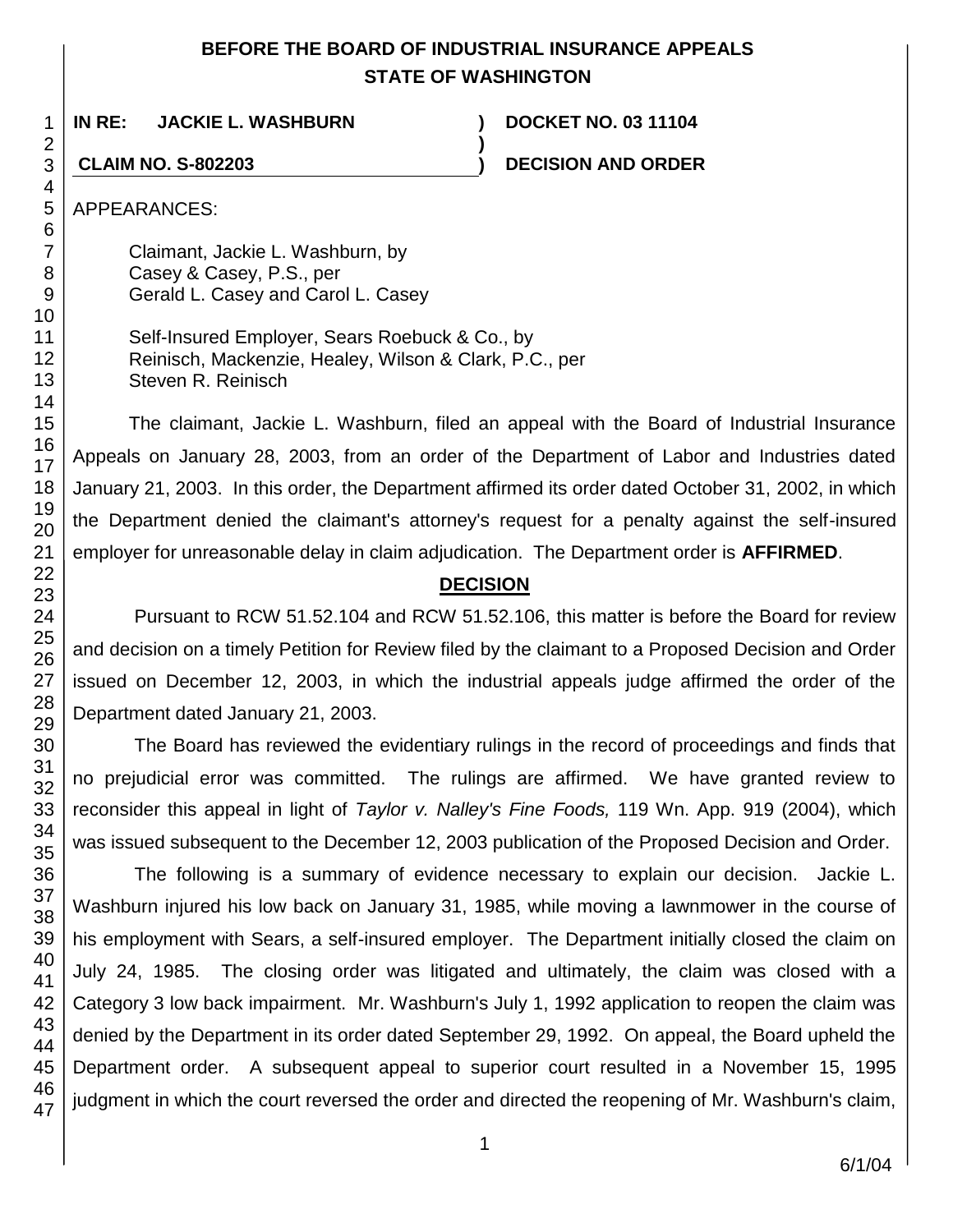# BEFORE THE BOARD OF INDUSTRIAL INSURANCE APPEALS
# STATE OF WASHINGTON

**IN RE: JACKIE L. WASHBURN** ) **DOCKET NO. 03 11104**

**CLAIM NO. S-802203** ) **DECISION AND ORDER**

APPEARANCES:

Claimant, Jackie L. Washburn, by
Casey & Casey, P.S., per
Gerald L. Casey and Carol L. Casey

Self-Insured Employer, Sears Roebuck & Co., by
Reinisch, Mackenzie, Healey, Wilson & Clark, P.C., per
Steven R. Reinisch

The claimant, Jackie L. Washburn, filed an appeal with the Board of Industrial Insurance Appeals on January 28, 2003, from an order of the Department of Labor and Industries dated January 21, 2003. In this order, the Department affirmed its order dated October 31, 2002, in which the Department denied the claimant's attorney's request for a penalty against the self-insured employer for unreasonable delay in claim adjudication. The Department order is **AFFIRMED**.

## DECISION

Pursuant to RCW 51.52.104 and RCW 51.52.106, this matter is before the Board for review and decision on a timely Petition for Review filed by the claimant to a Proposed Decision and Order issued on December 12, 2003, in which the industrial appeals judge affirmed the order of the Department dated January 21, 2003.

The Board has reviewed the evidentiary rulings in the record of proceedings and finds that no prejudicial error was committed. The rulings are affirmed. We have granted review to reconsider this appeal in light of *Taylor v. Nalley's Fine Foods,* 119 Wn. App. 919 (2004), which was issued subsequent to the December 12, 2003 publication of the Proposed Decision and Order.

The following is a summary of evidence necessary to explain our decision. Jackie L. Washburn injured his low back on January 31, 1985, while moving a lawnmower in the course of his employment with Sears, a self-insured employer. The Department initially closed the claim on July 24, 1985. The closing order was litigated and ultimately, the claim was closed with a Category 3 low back impairment. Mr. Washburn's July 1, 1992 application to reopen the claim was denied by the Department in its order dated September 29, 1992. On appeal, the Board upheld the Department order. A subsequent appeal to superior court resulted in a November 15, 1995 judgment in which the court reversed the order and directed the reopening of Mr. Washburn's claim,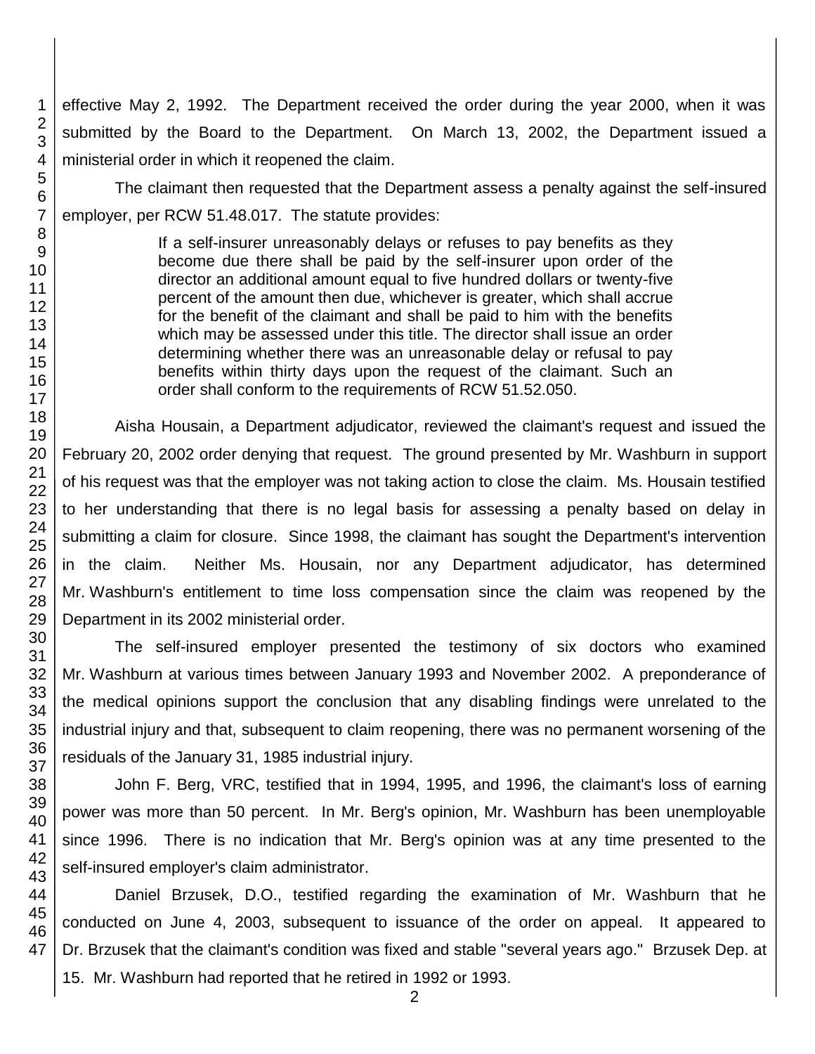effective May 2, 1992. The Department received the order during the year 2000, when it was submitted by the Board to the Department. On March 13, 2002, the Department issued a ministerial order in which it reopened the claim.

The claimant then requested that the Department assess a penalty against the self-insured employer, per RCW 51.48.017. The statute provides:

> If a self-insurer unreasonably delays or refuses to pay benefits as they become due there shall be paid by the self-insurer upon order of the director an additional amount equal to five hundred dollars or twenty-five percent of the amount then due, whichever is greater, which shall accrue for the benefit of the claimant and shall be paid to him with the benefits which may be assessed under this title. The director shall issue an order determining whether there was an unreasonable delay or refusal to pay benefits within thirty days upon the request of the claimant. Such an order shall conform to the requirements of RCW 51.52.050.

Aisha Housain, a Department adjudicator, reviewed the claimant's request and issued the February 20, 2002 order denying that request. The ground presented by Mr. Washburn in support of his request was that the employer was not taking action to close the claim. Ms. Housain testified to her understanding that there is no legal basis for assessing a penalty based on delay in submitting a claim for closure. Since 1998, the claimant has sought the Department's intervention in the claim. Neither Ms. Housain, nor any Department adjudicator, has determined Mr. Washburn's entitlement to time loss compensation since the claim was reopened by the Department in its 2002 ministerial order.

The self-insured employer presented the testimony of six doctors who examined Mr. Washburn at various times between January 1993 and November 2002. A preponderance of the medical opinions support the conclusion that any disabling findings were unrelated to the industrial injury and that, subsequent to claim reopening, there was no permanent worsening of the residuals of the January 31, 1985 industrial injury.

John F. Berg, VRC, testified that in 1994, 1995, and 1996, the claimant's loss of earning power was more than 50 percent. In Mr. Berg's opinion, Mr. Washburn has been unemployable since 1996. There is no indication that Mr. Berg's opinion was at any time presented to the self-insured employer's claim administrator.

Daniel Brzusek, D.O., testified regarding the examination of Mr. Washburn that he conducted on June 4, 2003, subsequent to issuance of the order on appeal. It appeared to Dr. Brzusek that the claimant's condition was fixed and stable "several years ago." Brzusek Dep. at 15. Mr. Washburn had reported that he retired in 1992 or 1993.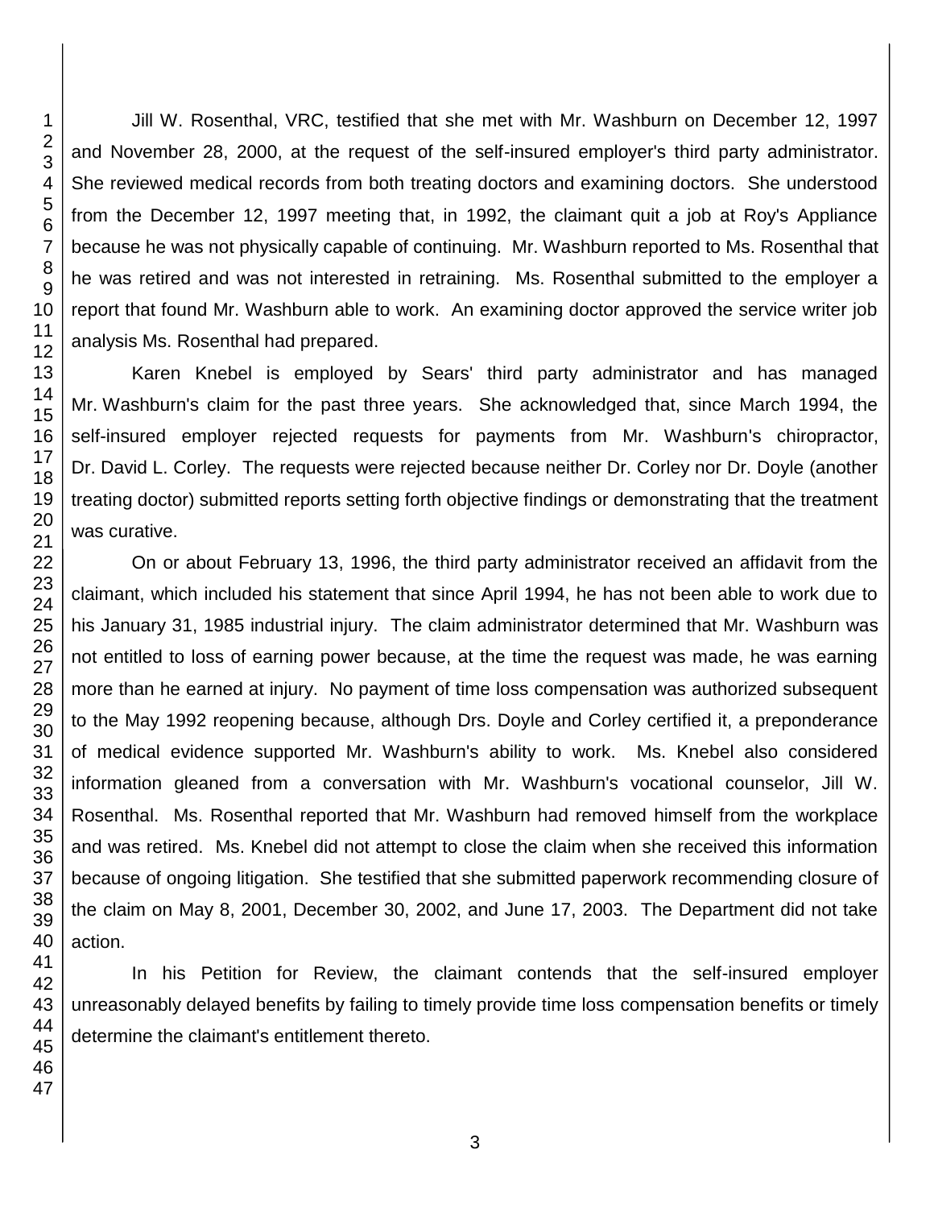Jill W. Rosenthal, VRC, testified that she met with Mr. Washburn on December 12, 1997 and November 28, 2000, at the request of the self-insured employer's third party administrator. She reviewed medical records from both treating doctors and examining doctors. She understood from the December 12, 1997 meeting that, in 1992, the claimant quit a job at Roy's Appliance because he was not physically capable of continuing. Mr. Washburn reported to Ms. Rosenthal that he was retired and was not interested in retraining. Ms. Rosenthal submitted to the employer a report that found Mr. Washburn able to work. An examining doctor approved the service writer job analysis Ms. Rosenthal had prepared.

Karen Knebel is employed by Sears' third party administrator and has managed Mr. Washburn's claim for the past three years. She acknowledged that, since March 1994, the self-insured employer rejected requests for payments from Mr. Washburn's chiropractor, Dr. David L. Corley. The requests were rejected because neither Dr. Corley nor Dr. Doyle (another treating doctor) submitted reports setting forth objective findings or demonstrating that the treatment was curative.

On or about February 13, 1996, the third party administrator received an affidavit from the claimant, which included his statement that since April 1994, he has not been able to work due to his January 31, 1985 industrial injury. The claim administrator determined that Mr. Washburn was not entitled to loss of earning power because, at the time the request was made, he was earning more than he earned at injury. No payment of time loss compensation was authorized subsequent to the May 1992 reopening because, although Drs. Doyle and Corley certified it, a preponderance of medical evidence supported Mr. Washburn's ability to work. Ms. Knebel also considered information gleaned from a conversation with Mr. Washburn's vocational counselor, Jill W. Rosenthal. Ms. Rosenthal reported that Mr. Washburn had removed himself from the workplace and was retired. Ms. Knebel did not attempt to close the claim when she received this information because of ongoing litigation. She testified that she submitted paperwork recommending closure of the claim on May 8, 2001, December 30, 2002, and June 17, 2003. The Department did not take action.

In his Petition for Review, the claimant contends that the self-insured employer unreasonably delayed benefits by failing to timely provide time loss compensation benefits or timely determine the claimant's entitlement thereto.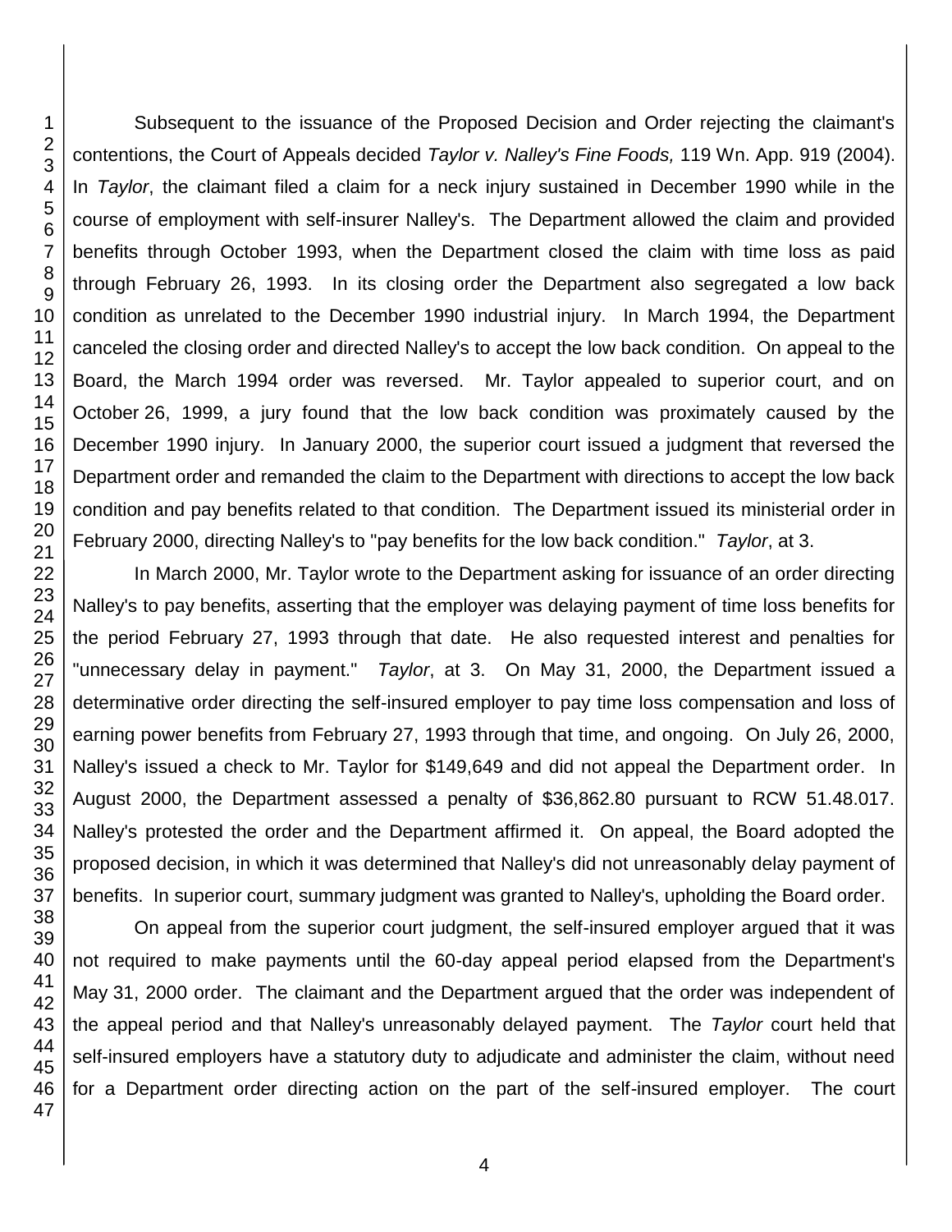Subsequent to the issuance of the Proposed Decision and Order rejecting the claimant's contentions, the Court of Appeals decided *Taylor v. Nalley's Fine Foods,* 119 Wn. App. 919 (2004). In *Taylor*, the claimant filed a claim for a neck injury sustained in December 1990 while in the course of employment with self-insurer Nalley's. The Department allowed the claim and provided benefits through October 1993, when the Department closed the claim with time loss as paid through February 26, 1993. In its closing order the Department also segregated a low back condition as unrelated to the December 1990 industrial injury. In March 1994, the Department canceled the closing order and directed Nalley's to accept the low back condition. On appeal to the Board, the March 1994 order was reversed. Mr. Taylor appealed to superior court, and on October 26, 1999, a jury found that the low back condition was proximately caused by the December 1990 injury. In January 2000, the superior court issued a judgment that reversed the Department order and remanded the claim to the Department with directions to accept the low back condition and pay benefits related to that condition. The Department issued its ministerial order in February 2000, directing Nalley's to "pay benefits for the low back condition." *Taylor*, at 3.

In March 2000, Mr. Taylor wrote to the Department asking for issuance of an order directing Nalley's to pay benefits, asserting that the employer was delaying payment of time loss benefits for the period February 27, 1993 through that date. He also requested interest and penalties for "unnecessary delay in payment." *Taylor*, at 3. On May 31, 2000, the Department issued a determinative order directing the self-insured employer to pay time loss compensation and loss of earning power benefits from February 27, 1993 through that time, and ongoing. On July 26, 2000, Nalley's issued a check to Mr. Taylor for $149,649 and did not appeal the Department order. In August 2000, the Department assessed a penalty of $36,862.80 pursuant to RCW 51.48.017. Nalley's protested the order and the Department affirmed it. On appeal, the Board adopted the proposed decision, in which it was determined that Nalley's did not unreasonably delay payment of benefits. In superior court, summary judgment was granted to Nalley's, upholding the Board order.

On appeal from the superior court judgment, the self-insured employer argued that it was not required to make payments until the 60-day appeal period elapsed from the Department's May 31, 2000 order. The claimant and the Department argued that the order was independent of the appeal period and that Nalley's unreasonably delayed payment. The *Taylor* court held that self-insured employers have a statutory duty to adjudicate and administer the claim, without need for a Department order directing action on the part of the self-insured employer. The court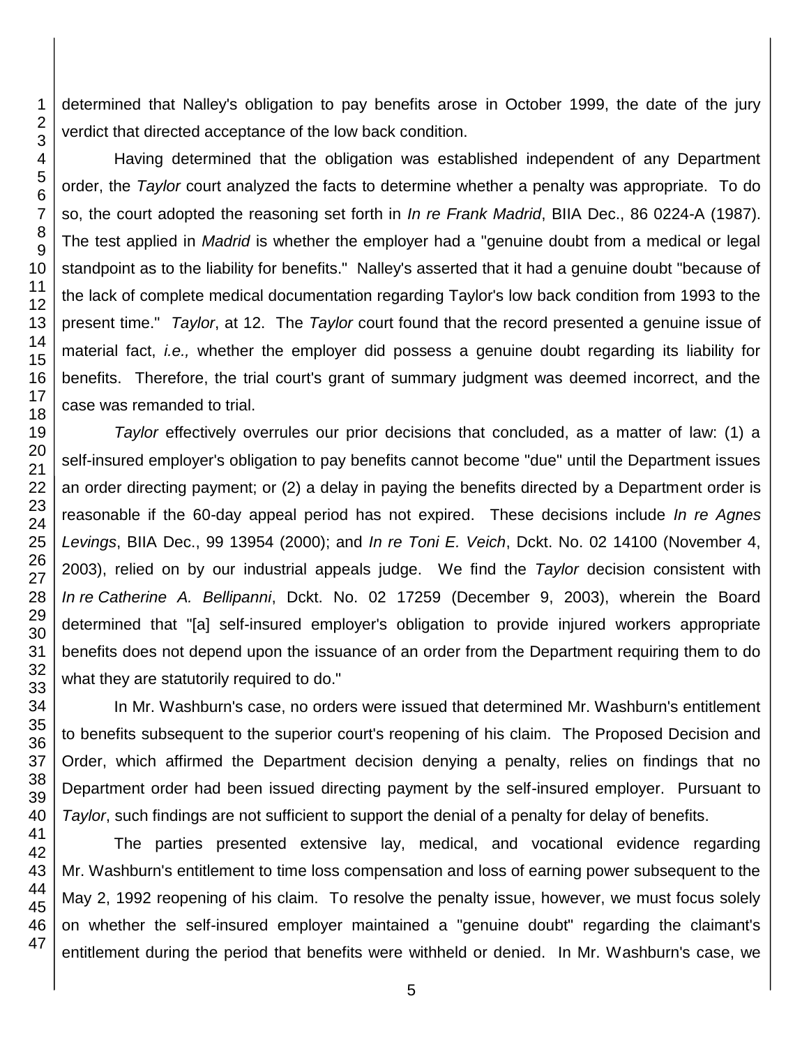determined that Nalley's obligation to pay benefits arose in October 1999, the date of the jury verdict that directed acceptance of the low back condition.

Having determined that the obligation was established independent of any Department order, the *Taylor* court analyzed the facts to determine whether a penalty was appropriate. To do so, the court adopted the reasoning set forth in *In re Frank Madrid*, BIIA Dec., 86 0224-A (1987). The test applied in *Madrid* is whether the employer had a "genuine doubt from a medical or legal standpoint as to the liability for benefits." Nalley's asserted that it had a genuine doubt "because of the lack of complete medical documentation regarding Taylor's low back condition from 1993 to the present time." *Taylor*, at 12. The *Taylor* court found that the record presented a genuine issue of material fact, *i.e.,* whether the employer did possess a genuine doubt regarding its liability for benefits. Therefore, the trial court's grant of summary judgment was deemed incorrect, and the case was remanded to trial.

*Taylor* effectively overrules our prior decisions that concluded, as a matter of law: (1) a self-insured employer's obligation to pay benefits cannot become "due" until the Department issues an order directing payment; or (2) a delay in paying the benefits directed by a Department order is reasonable if the 60-day appeal period has not expired. These decisions include *In re Agnes Levings*, BIIA Dec., 99 13954 (2000); and *In re Toni E. Veich*, Dckt. No. 02 14100 (November 4, 2003), relied on by our industrial appeals judge. We find the *Taylor* decision consistent with *In re Catherine A. Bellipanni*, Dckt. No. 02 17259 (December 9, 2003), wherein the Board determined that "[a] self-insured employer's obligation to provide injured workers appropriate benefits does not depend upon the issuance of an order from the Department requiring them to do what they are statutorily required to do."

In Mr. Washburn's case, no orders were issued that determined Mr. Washburn's entitlement to benefits subsequent to the superior court's reopening of his claim. The Proposed Decision and Order, which affirmed the Department decision denying a penalty, relies on findings that no Department order had been issued directing payment by the self-insured employer. Pursuant to *Taylor*, such findings are not sufficient to support the denial of a penalty for delay of benefits.

The parties presented extensive lay, medical, and vocational evidence regarding Mr. Washburn's entitlement to time loss compensation and loss of earning power subsequent to the May 2, 1992 reopening of his claim. To resolve the penalty issue, however, we must focus solely on whether the self-insured employer maintained a "genuine doubt" regarding the claimant's entitlement during the period that benefits were withheld or denied. In Mr. Washburn's case, we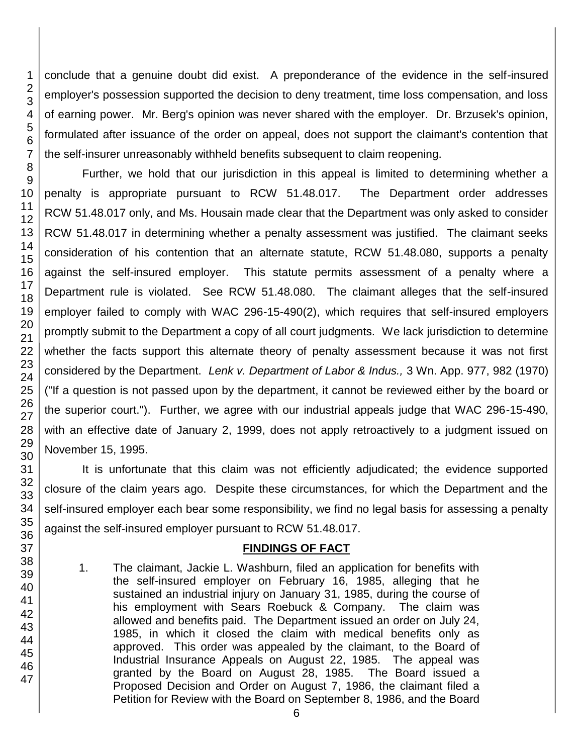conclude that a genuine doubt did exist. A preponderance of the evidence in the self-insured employer's possession supported the decision to deny treatment, time loss compensation, and loss of earning power. Mr. Berg's opinion was never shared with the employer. Dr. Brzusek's opinion, formulated after issuance of the order on appeal, does not support the claimant's contention that the self-insurer unreasonably withheld benefits subsequent to claim reopening.

Further, we hold that our jurisdiction in this appeal is limited to determining whether a penalty is appropriate pursuant to RCW 51.48.017. The Department order addresses RCW 51.48.017 only, and Ms. Housain made clear that the Department was only asked to consider RCW 51.48.017 in determining whether a penalty assessment was justified. The claimant seeks consideration of his contention that an alternate statute, RCW 51.48.080, supports a penalty against the self-insured employer. This statute permits assessment of a penalty where a Department rule is violated. See RCW 51.48.080. The claimant alleges that the self-insured employer failed to comply with WAC 296-15-490(2), which requires that self-insured employers promptly submit to the Department a copy of all court judgments. We lack jurisdiction to determine whether the facts support this alternate theory of penalty assessment because it was not first considered by the Department. *Lenk v. Department of Labor & Indus.,* 3 Wn. App. 977, 982 (1970) ("If a question is not passed upon by the department, it cannot be reviewed either by the board or the superior court."). Further, we agree with our industrial appeals judge that WAC 296-15-490, with an effective date of January 2, 1999, does not apply retroactively to a judgment issued on November 15, 1995.

It is unfortunate that this claim was not efficiently adjudicated; the evidence supported closure of the claim years ago. Despite these circumstances, for which the Department and the self-insured employer each bear some responsibility, we find no legal basis for assessing a penalty against the self-insured employer pursuant to RCW 51.48.017.

## FINDINGS OF FACT

1. The claimant, Jackie L. Washburn, filed an application for benefits with the self-insured employer on February 16, 1985, alleging that he sustained an industrial injury on January 31, 1985, during the course of his employment with Sears Roebuck & Company. The claim was allowed and benefits paid. The Department issued an order on July 24, 1985, in which it closed the claim with medical benefits only as approved. This order was appealed by the claimant, to the Board of Industrial Insurance Appeals on August 22, 1985. The appeal was granted by the Board on August 28, 1985. The Board issued a Proposed Decision and Order on August 7, 1986, the claimant filed a Petition for Review with the Board on September 8, 1986, and the Board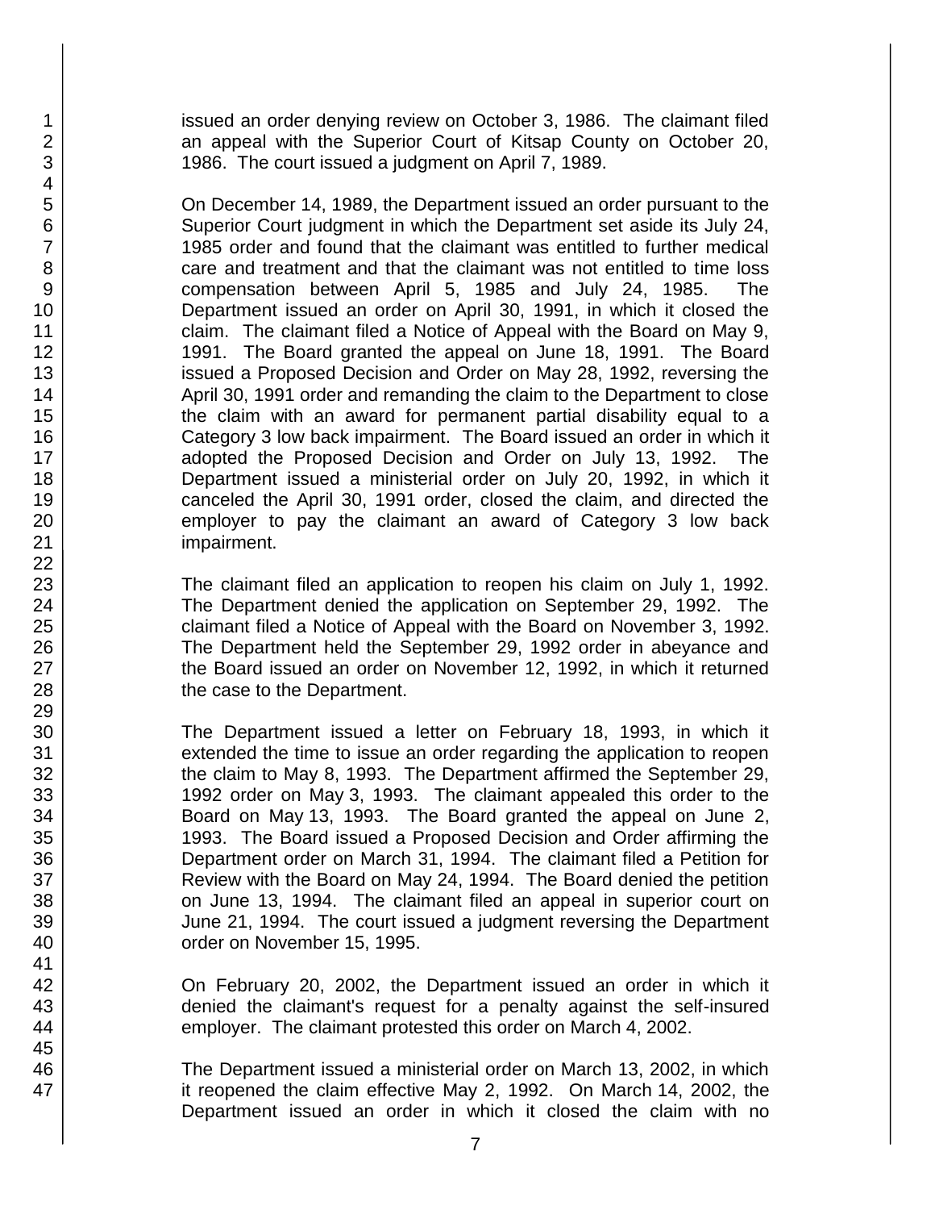issued an order denying review on October 3, 1986. The claimant filed an appeal with the Superior Court of Kitsap County on October 20, 1986. The court issued a judgment on April 7, 1989.

On December 14, 1989, the Department issued an order pursuant to the Superior Court judgment in which the Department set aside its July 24, 1985 order and found that the claimant was entitled to further medical care and treatment and that the claimant was not entitled to time loss compensation between April 5, 1985 and July 24, 1985. The Department issued an order on April 30, 1991, in which it closed the claim. The claimant filed a Notice of Appeal with the Board on May 9, 1991. The Board granted the appeal on June 18, 1991. The Board issued a Proposed Decision and Order on May 28, 1992, reversing the April 30, 1991 order and remanding the claim to the Department to close the claim with an award for permanent partial disability equal to a Category 3 low back impairment. The Board issued an order in which it adopted the Proposed Decision and Order on July 13, 1992. The Department issued a ministerial order on July 20, 1992, in which it canceled the April 30, 1991 order, closed the claim, and directed the employer to pay the claimant an award of Category 3 low back impairment.

The claimant filed an application to reopen his claim on July 1, 1992. The Department denied the application on September 29, 1992. The claimant filed a Notice of Appeal with the Board on November 3, 1992. The Department held the September 29, 1992 order in abeyance and the Board issued an order on November 12, 1992, in which it returned the case to the Department.

The Department issued a letter on February 18, 1993, in which it extended the time to issue an order regarding the application to reopen the claim to May 8, 1993. The Department affirmed the September 29, 1992 order on May 3, 1993. The claimant appealed this order to the Board on May 13, 1993. The Board granted the appeal on June 2, 1993. The Board issued a Proposed Decision and Order affirming the Department order on March 31, 1994. The claimant filed a Petition for Review with the Board on May 24, 1994. The Board denied the petition on June 13, 1994. The claimant filed an appeal in superior court on June 21, 1994. The court issued a judgment reversing the Department order on November 15, 1995.

On February 20, 2002, the Department issued an order in which it denied the claimant's request for a penalty against the self-insured employer. The claimant protested this order on March 4, 2002.

The Department issued a ministerial order on March 13, 2002, in which it reopened the claim effective May 2, 1992. On March 14, 2002, the Department issued an order in which it closed the claim with no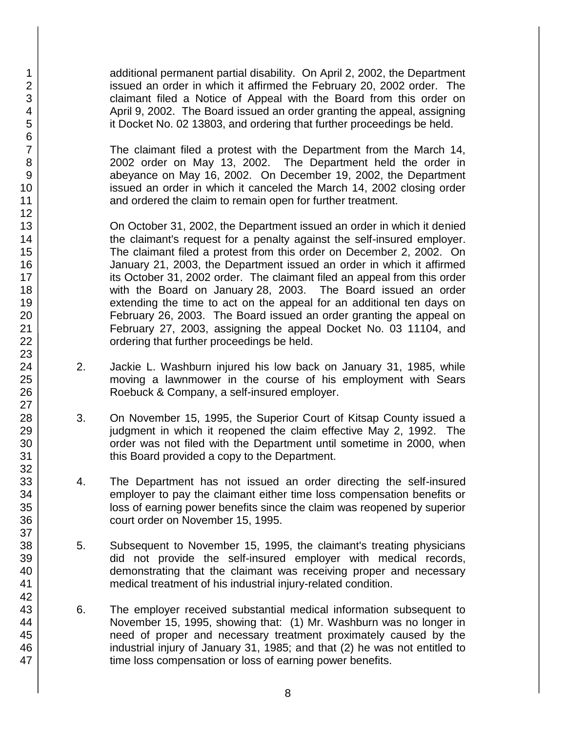additional permanent partial disability. On April 2, 2002, the Department issued an order in which it affirmed the February 20, 2002 order. The claimant filed a Notice of Appeal with the Board from this order on April 9, 2002. The Board issued an order granting the appeal, assigning it Docket No. 02 13803, and ordering that further proceedings be held.

The claimant filed a protest with the Department from the March 14, 2002 order on May 13, 2002. The Department held the order in abeyance on May 16, 2002. On December 19, 2002, the Department issued an order in which it canceled the March 14, 2002 closing order and ordered the claim to remain open for further treatment.

On October 31, 2002, the Department issued an order in which it denied the claimant's request for a penalty against the self-insured employer. The claimant filed a protest from this order on December 2, 2002. On January 21, 2003, the Department issued an order in which it affirmed its October 31, 2002 order. The claimant filed an appeal from this order with the Board on January 28, 2003. The Board issued an order extending the time to act on the appeal for an additional ten days on February 26, 2003. The Board issued an order granting the appeal on February 27, 2003, assigning the appeal Docket No. 03 11104, and ordering that further proceedings be held.

2. Jackie L. Washburn injured his low back on January 31, 1985, while moving a lawnmower in the course of his employment with Sears Roebuck & Company, a self-insured employer.

3. On November 15, 1995, the Superior Court of Kitsap County issued a judgment in which it reopened the claim effective May 2, 1992. The order was not filed with the Department until sometime in 2000, when this Board provided a copy to the Department.

4. The Department has not issued an order directing the self-insured employer to pay the claimant either time loss compensation benefits or loss of earning power benefits since the claim was reopened by superior court order on November 15, 1995.

5. Subsequent to November 15, 1995, the claimant's treating physicians did not provide the self-insured employer with medical records, demonstrating that the claimant was receiving proper and necessary medical treatment of his industrial injury-related condition.

6. The employer received substantial medical information subsequent to November 15, 1995, showing that: (1) Mr. Washburn was no longer in need of proper and necessary treatment proximately caused by the industrial injury of January 31, 1985; and that (2) he was not entitled to time loss compensation or loss of earning power benefits.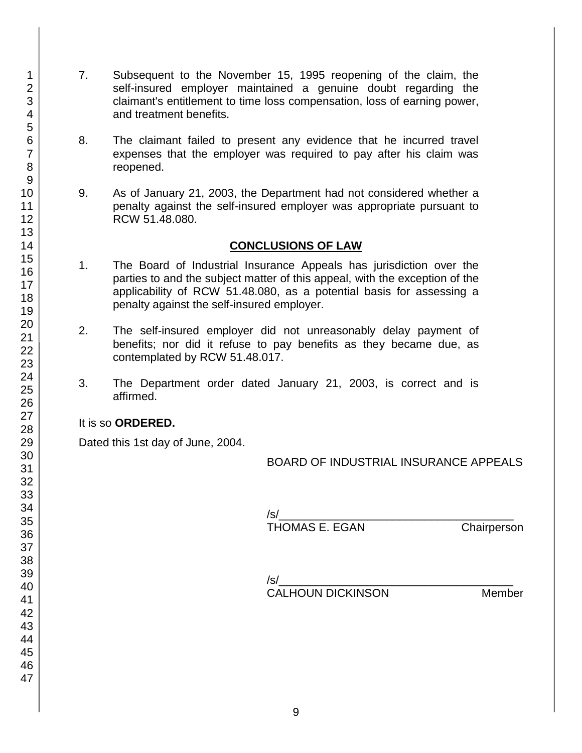7. Subsequent to the November 15, 1995 reopening of the claim, the self-insured employer maintained a genuine doubt regarding the claimant's entitlement to time loss compensation, loss of earning power, and treatment benefits.

8. The claimant failed to present any evidence that he incurred travel expenses that the employer was required to pay after his claim was reopened.

9. As of January 21, 2003, the Department had not considered whether a penalty against the self-insured employer was appropriate pursuant to RCW 51.48.080.

## CONCLUSIONS OF LAW

1. The Board of Industrial Insurance Appeals has jurisdiction over the parties to and the subject matter of this appeal, with the exception of the applicability of RCW 51.48.080, as a potential basis for assessing a penalty against the self-insured employer.

2. The self-insured employer did not unreasonably delay payment of benefits; nor did it refuse to pay benefits as they became due, as contemplated by RCW 51.48.017.

3. The Department order dated January 21, 2003, is correct and is affirmed.

It is so **ORDERED.**

Dated this 1st day of June, 2004.

BOARD OF INDUSTRIAL INSURANCE APPEALS

/s/\_\_\_\_\_\_\_\_\_\_\_\_\_\_\_\_\_\_\_\_\_\_\_\_\_\_\_\_\_\_\_\_\_\_\_\_\_\_
THOMAS E. EGAN Chairperson

/s/\_\_\_\_\_\_\_\_\_\_\_\_\_\_\_\_\_\_\_\_\_\_\_\_\_\_\_\_\_\_\_\_\_\_\_\_\_\_
CALHOUN DICKINSON Member